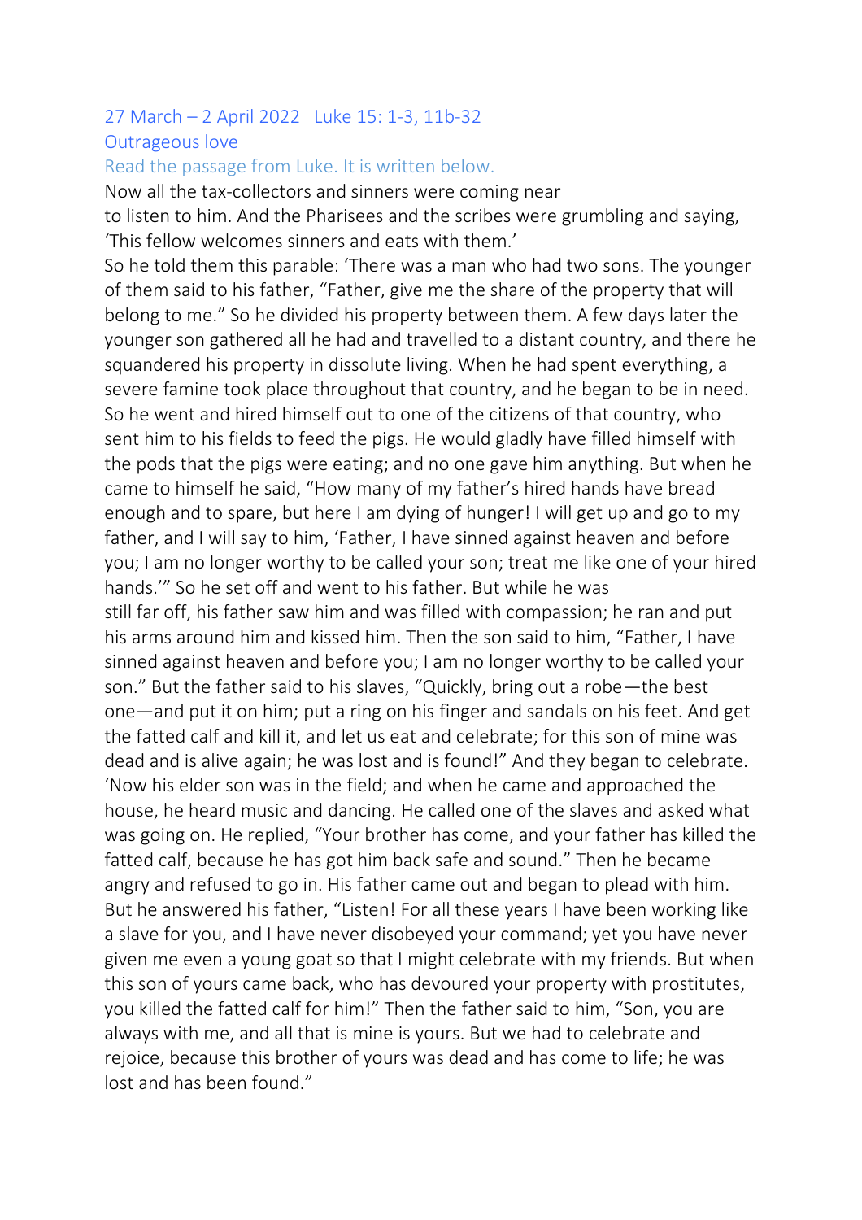27 March – 2 April 2022 Luke 15: 1-3, 11b-32

Outrageous love

Read the passage from Luke. It is written below.

Now all the tax-collectors and sinners were coming near to listen to him. And the Pharisees and the scribes were grumbling and saying, 'This fellow welcomes sinners and eats with them.'

So he told them this parable: 'There was a man who had two sons. The younger of them said to his father, "Father, give me the share of the property that will belong to me." So he divided his property between them. A few days later the younger son gathered all he had and travelled to a distant country, and there he squandered his property in dissolute living. When he had spent everything, a severe famine took place throughout that country, and he began to be in need. So he went and hired himself out to one of the citizens of that country, who sent him to his fields to feed the pigs. He would gladly have filled himself with the pods that the pigs were eating; and no one gave him anything. But when he came to himself he said, "How many of my father's hired hands have bread enough and to spare, but here I am dying of hunger! I will get up and go to my father, and I will say to him, 'Father, I have sinned against heaven and before you; I am no longer worthy to be called your son; treat me like one of your hired hands.'" So he set off and went to his father. But while he was still far off, his father saw him and was filled with compassion; he ran and put his arms around him and kissed him. Then the son said to him, "Father, I have sinned against heaven and before you; I am no longer worthy to be called your son." But the father said to his slaves, "Quickly, bring out a robe—the best one—and put it on him; put a ring on his finger and sandals on his feet. And get the fatted calf and kill it, and let us eat and celebrate; for this son of mine was dead and is alive again; he was lost and is found!" And they began to celebrate.

'Now his elder son was in the field; and when he came and approached the house, he heard music and dancing. He called one of the slaves and asked what was going on. He replied, "Your brother has come, and your father has killed the fatted calf, because he has got him back safe and sound." Then he became angry and refused to go in. His father came out and began to plead with him. But he answered his father, "Listen! For all these years I have been working like a slave for you, and I have never disobeyed your command; yet you have never given me even a young goat so that I might celebrate with my friends. But when this son of yours came back, who has devoured your property with prostitutes, you killed the fatted calf for him!" Then the father said to him, "Son, you are always with me, and all that is mine is yours. But we had to celebrate and rejoice, because this brother of yours was dead and has come to life; he was lost and has been found."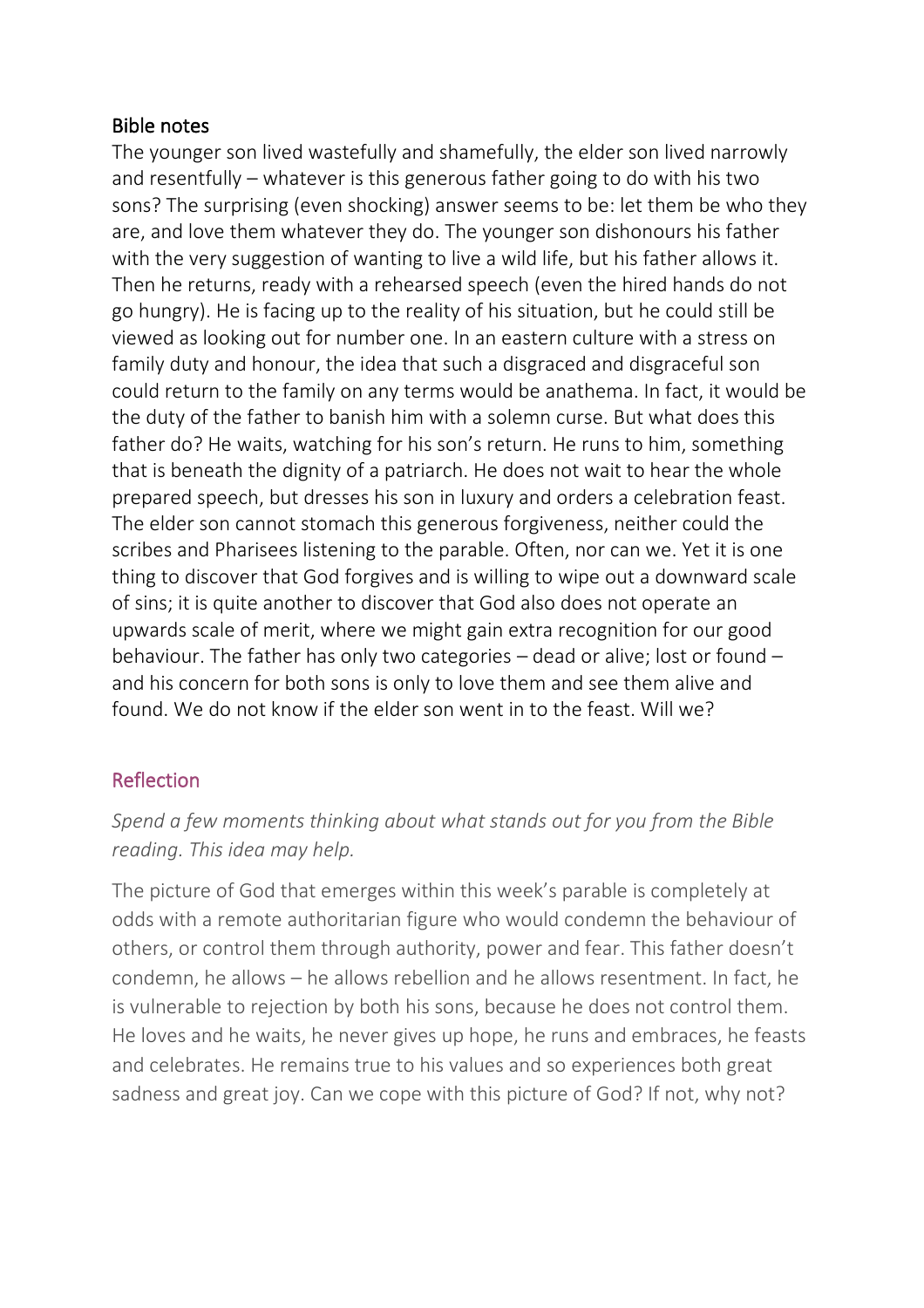## Bible notes

The younger son lived wastefully and shamefully, the elder son lived narrowly and resentfully – whatever is this generous father going to do with his two sons? The surprising (even shocking) answer seems to be: let them be who they are, and love them whatever they do. The younger son dishonours his father with the very suggestion of wanting to live a wild life, but his father allows it. Then he returns, ready with a rehearsed speech (even the hired hands do not go hungry). He is facing up to the reality of his situation, but he could still be viewed as looking out for number one. In an eastern culture with a stress on family duty and honour, the idea that such a disgraced and disgraceful son could return to the family on any terms would be anathema. In fact, it would be the duty of the father to banish him with a solemn curse. But what does this father do? He waits, watching for his son's return. He runs to him, something that is beneath the dignity of a patriarch. He does not wait to hear the whole prepared speech, but dresses his son in luxury and orders a celebration feast. The elder son cannot stomach this generous forgiveness, neither could the scribes and Pharisees listening to the parable. Often, nor can we. Yet it is one thing to discover that God forgives and is willing to wipe out a downward scale of sins; it is quite another to discover that God also does not operate an upwards scale of merit, where we might gain extra recognition for our good behaviour. The father has only two categories – dead or alive; lost or found – and his concern for both sons is only to love them and see them alive and found. We do not know if the elder son went in to the feast. Will we?

## Reflection

*Spend a few moments thinking about what stands out for you from the Bible reading. This idea may help.*

The picture of God that emerges within this week's parable is completely at odds with a remote authoritarian figure who would condemn the behaviour of others, or control them through authority, power and fear. This father doesn't condemn, he allows – he allows rebellion and he allows resentment. In fact, he is vulnerable to rejection by both his sons, because he does not control them. He loves and he waits, he never gives up hope, he runs and embraces, he feasts and celebrates. He remains true to his values and so experiences both great sadness and great joy. Can we cope with this picture of God? If not, why not?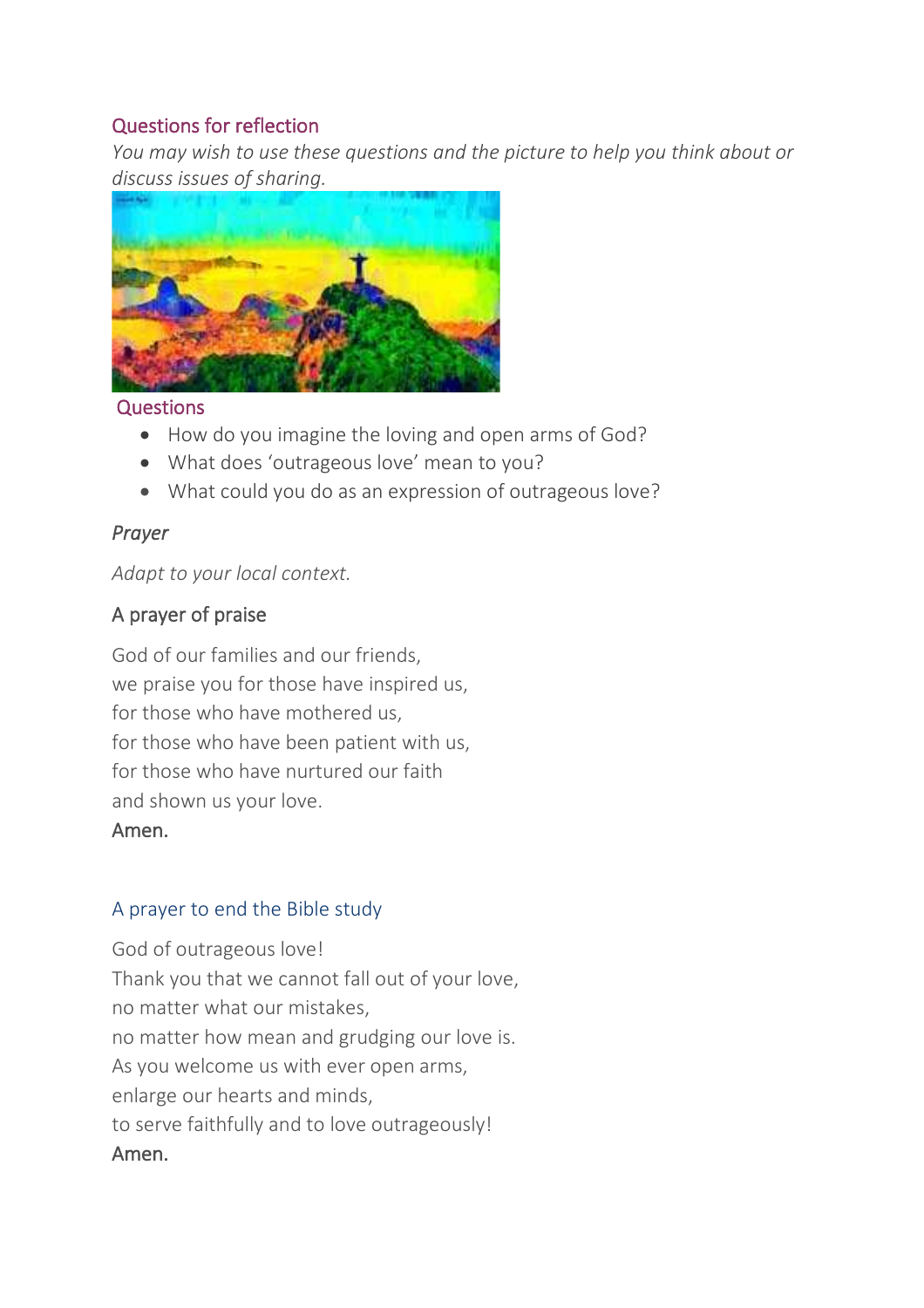## Questions for reflection

*You may wish to use these questions and the picture to help you think about or discuss issues of sharing.*

### Questions

- How do you imagine the loving and open arms of God?
- What does 'outrageous love' mean to you?
- What could you do as an expression of outrageous love?

*Prayer*

*Adapt to your local context.*

### A prayer of praise

God of our families and our friends,
we praise you for those have inspired us,
for those who have mothered us,
for those who have been patient with us,
for those who have nurtured our faith
and shown us your love.
Amen.

### A prayer to end the Bible study

God of outrageous love!
Thank you that we cannot fall out of your love,
no matter what our mistakes,
no matter how mean and grudging our love is.
As you welcome us with ever open arms,
enlarge our hearts and minds,
to serve faithfully and to love outrageously!
Amen.